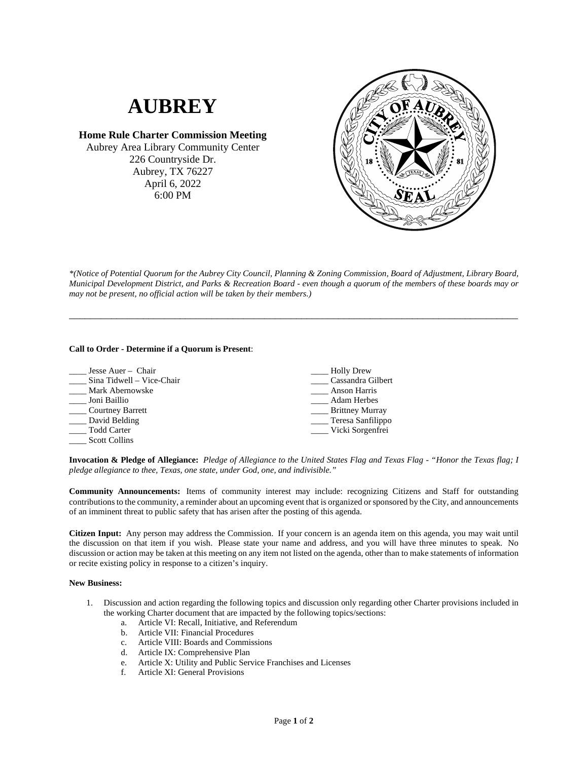# AUBREY

**Home Rule Charter Commission Meeting**
Aubrey Area Library Community Center
226 Countryside Dr.
Aubrey, TX 76227
April 6, 2022
6:00 PM

*\*(Notice of Potential Quorum for the Aubrey City Council, Planning & Zoning Commission, Board of Adjustment, Library Board, Municipal Development District, and Parks & Recreation Board - even though a quorum of the members of these boards may or may not be present, no official action will be taken by their members.)*

---

**Call to Order - Determine if a Quorum is Present**:

____ Jesse Auer – Chair
____ Sina Tidwell – Vice-Chair
____ Mark Abernowske
____ Joni Baillio
____ Courtney Barrett
____ David Belding
____ Todd Carter
____ Scott Collins
____ Holly Drew
____ Cassandra Gilbert
____ Anson Harris
____ Adam Herbes
____ Brittney Murray
____ Teresa Sanfilippo
____ Vicki Sorgenfrei

**Invocation & Pledge of Allegiance:** *Pledge of Allegiance to the United States Flag and Texas Flag - "Honor the Texas flag; I pledge allegiance to thee, Texas, one state, under God, one, and indivisible."*

**Community Announcements:** Items of community interest may include: recognizing Citizens and Staff for outstanding contributions to the community, a reminder about an upcoming event that is organized or sponsored by the City, and announcements of an imminent threat to public safety that has arisen after the posting of this agenda.

**Citizen Input:** Any person may address the Commission. If your concern is an agenda item on this agenda, you may wait until the discussion on that item if you wish. Please state your name and address, and you will have three minutes to speak. No discussion or action may be taken at this meeting on any item not listed on the agenda, other than to make statements of information or recite existing policy in response to a citizen's inquiry.

**New Business:**

1. Discussion and action regarding the following topics and discussion only regarding other Charter provisions included in the working Charter document that are impacted by the following topics/sections:
   a. Article VI: Recall, Initiative, and Referendum
   b. Article VII: Financial Procedures
   c. Article VIII: Boards and Commissions
   d. Article IX: Comprehensive Plan
   e. Article X: Utility and Public Service Franchises and Licenses
   f. Article XI: General Provisions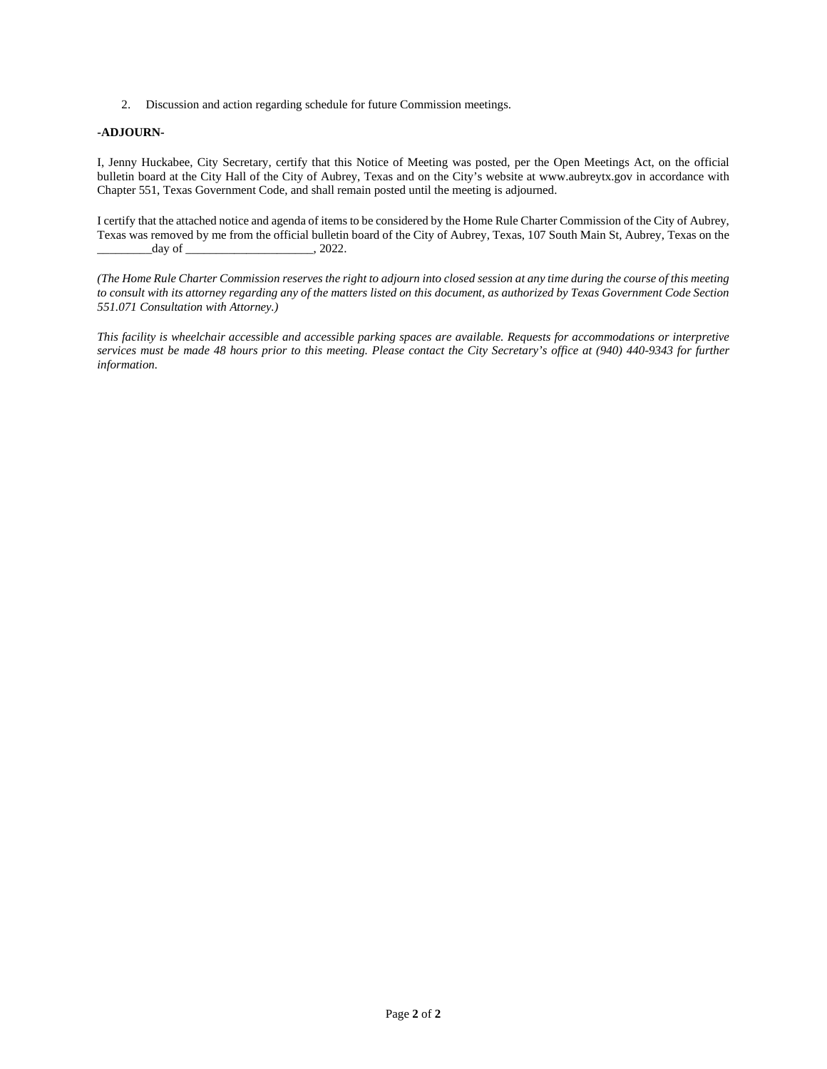2. Discussion and action regarding schedule for future Commission meetings.

**-ADJOURN-**

I, Jenny Huckabee, City Secretary, certify that this Notice of Meeting was posted, per the Open Meetings Act, on the official bulletin board at the City Hall of the City of Aubrey, Texas and on the City's website at www.aubreytx.gov in accordance with Chapter 551, Texas Government Code, and shall remain posted until the meeting is adjourned.

I certify that the attached notice and agenda of items to be considered by the Home Rule Charter Commission of the City of Aubrey, Texas was removed by me from the official bulletin board of the City of Aubrey, Texas, 107 South Main St, Aubrey, Texas on the _________day of _____________________, 2022.

*(The Home Rule Charter Commission reserves the right to adjourn into closed session at any time during the course of this meeting to consult with its attorney regarding any of the matters listed on this document, as authorized by Texas Government Code Section 551.071 Consultation with Attorney.)*

*This facility is wheelchair accessible and accessible parking spaces are available. Requests for accommodations or interpretive services must be made 48 hours prior to this meeting. Please contact the City Secretary's office at (940) 440-9343 for further information.*